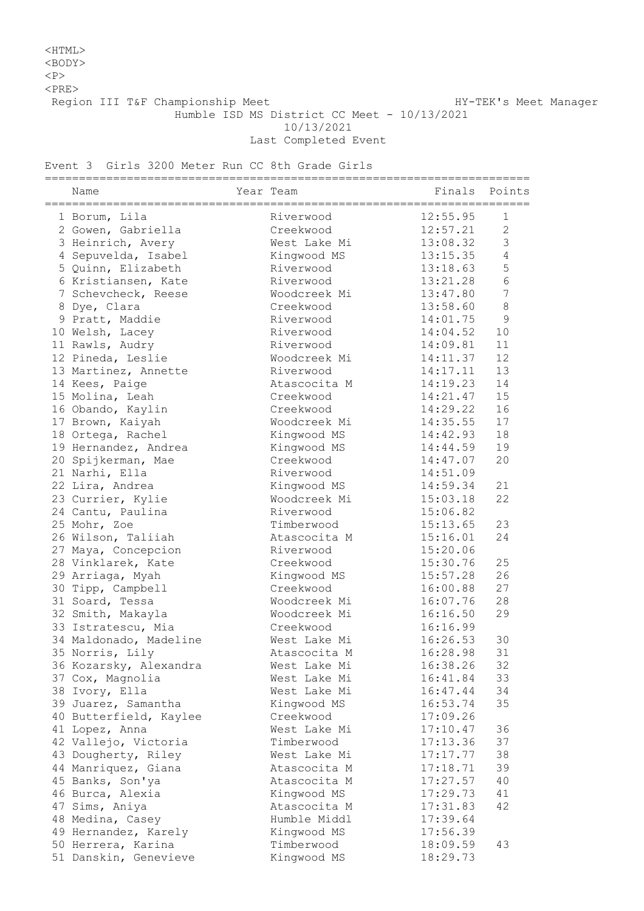<HTML>
<BODY>
<P>
<PRE>

Region III T&F Championship Meet HY-TEK's Meet Manager

Humble ISD MS District CC Meet - 10/13/2021

10/13/2021

Last Completed Event

Event 3 Girls 3200 Meter Run CC 8th Grade Girls

| | Name | Year | Team | Finals | Points |
|---|---|---|---|---|---|
| 1 | Borum, Lila | | Riverwood | 12:55.95 | 1 |
| 2 | Gowen, Gabriella | | Creekwood | 12:57.21 | 2 |
| 3 | Heinrich, Avery | | West Lake Mi | 13:08.32 | 3 |
| 4 | Sepuvelda, Isabel | | Kingwood MS | 13:15.35 | 4 |
| 5 | Quinn, Elizabeth | | Riverwood | 13:18.63 | 5 |
| 6 | Kristiansen, Kate | | Riverwood | 13:21.28 | 6 |
| 7 | Schevcheck, Reese | | Woodcreek Mi | 13:47.80 | 7 |
| 8 | Dye, Clara | | Creekwood | 13:58.60 | 8 |
| 9 | Pratt, Maddie | | Riverwood | 14:01.75 | 9 |
| 10 | Welsh, Lacey | | Riverwood | 14:04.52 | 10 |
| 11 | Rawls, Audry | | Riverwood | 14:09.81 | 11 |
| 12 | Pineda, Leslie | | Woodcreek Mi | 14:11.37 | 12 |
| 13 | Martinez, Annette | | Riverwood | 14:17.11 | 13 |
| 14 | Kees, Paige | | Atascocita M | 14:19.23 | 14 |
| 15 | Molina, Leah | | Creekwood | 14:21.47 | 15 |
| 16 | Obando, Kaylin | | Creekwood | 14:29.22 | 16 |
| 17 | Brown, Kaiyah | | Woodcreek Mi | 14:35.55 | 17 |
| 18 | Ortega, Rachel | | Kingwood MS | 14:42.93 | 18 |
| 19 | Hernandez, Andrea | | Kingwood MS | 14:44.59 | 19 |
| 20 | Spijkerman, Mae | | Creekwood | 14:47.07 | 20 |
| 21 | Narhi, Ella | | Riverwood | 14:51.09 | |
| 22 | Lira, Andrea | | Kingwood MS | 14:59.34 | 21 |
| 23 | Currier, Kylie | | Woodcreek Mi | 15:03.18 | 22 |
| 24 | Cantu, Paulina | | Riverwood | 15:06.82 | |
| 25 | Mohr, Zoe | | Timberwood | 15:13.65 | 23 |
| 26 | Wilson, Taliiah | | Atascocita M | 15:16.01 | 24 |
| 27 | Maya, Concepcion | | Riverwood | 15:20.06 | |
| 28 | Vinklarek, Kate | | Creekwood | 15:30.76 | 25 |
| 29 | Arriaga, Myah | | Kingwood MS | 15:57.28 | 26 |
| 30 | Tipp, Campbell | | Creekwood | 16:00.88 | 27 |
| 31 | Soard, Tessa | | Woodcreek Mi | 16:07.76 | 28 |
| 32 | Smith, Makayla | | Woodcreek Mi | 16:16.50 | 29 |
| 33 | Istratescu, Mia | | Creekwood | 16:16.99 | |
| 34 | Maldonado, Madeline | | West Lake Mi | 16:26.53 | 30 |
| 35 | Norris, Lily | | Atascocita M | 16:28.98 | 31 |
| 36 | Kozarsky, Alexandra | | West Lake Mi | 16:38.26 | 32 |
| 37 | Cox, Magnolia | | West Lake Mi | 16:41.84 | 33 |
| 38 | Ivory, Ella | | West Lake Mi | 16:47.44 | 34 |
| 39 | Juarez, Samantha | | Kingwood MS | 16:53.74 | 35 |
| 40 | Butterfield, Kaylee | | Creekwood | 17:09.26 | |
| 41 | Lopez, Anna | | West Lake Mi | 17:10.47 | 36 |
| 42 | Vallejo, Victoria | | Timberwood | 17:13.36 | 37 |
| 43 | Dougherty, Riley | | West Lake Mi | 17:17.77 | 38 |
| 44 | Manriquez, Giana | | Atascocita M | 17:18.71 | 39 |
| 45 | Banks, Son'ya | | Atascocita M | 17:27.57 | 40 |
| 46 | Burca, Alexia | | Kingwood MS | 17:29.73 | 41 |
| 47 | Sims, Aniya | | Atascocita M | 17:31.83 | 42 |
| 48 | Medina, Casey | | Humble Middl | 17:39.64 | |
| 49 | Hernandez, Karely | | Kingwood MS | 17:56.39 | |
| 50 | Herrera, Karina | | Timberwood | 18:09.59 | 43 |
| 51 | Danskin, Genevieve | | Kingwood MS | 18:29.73 | |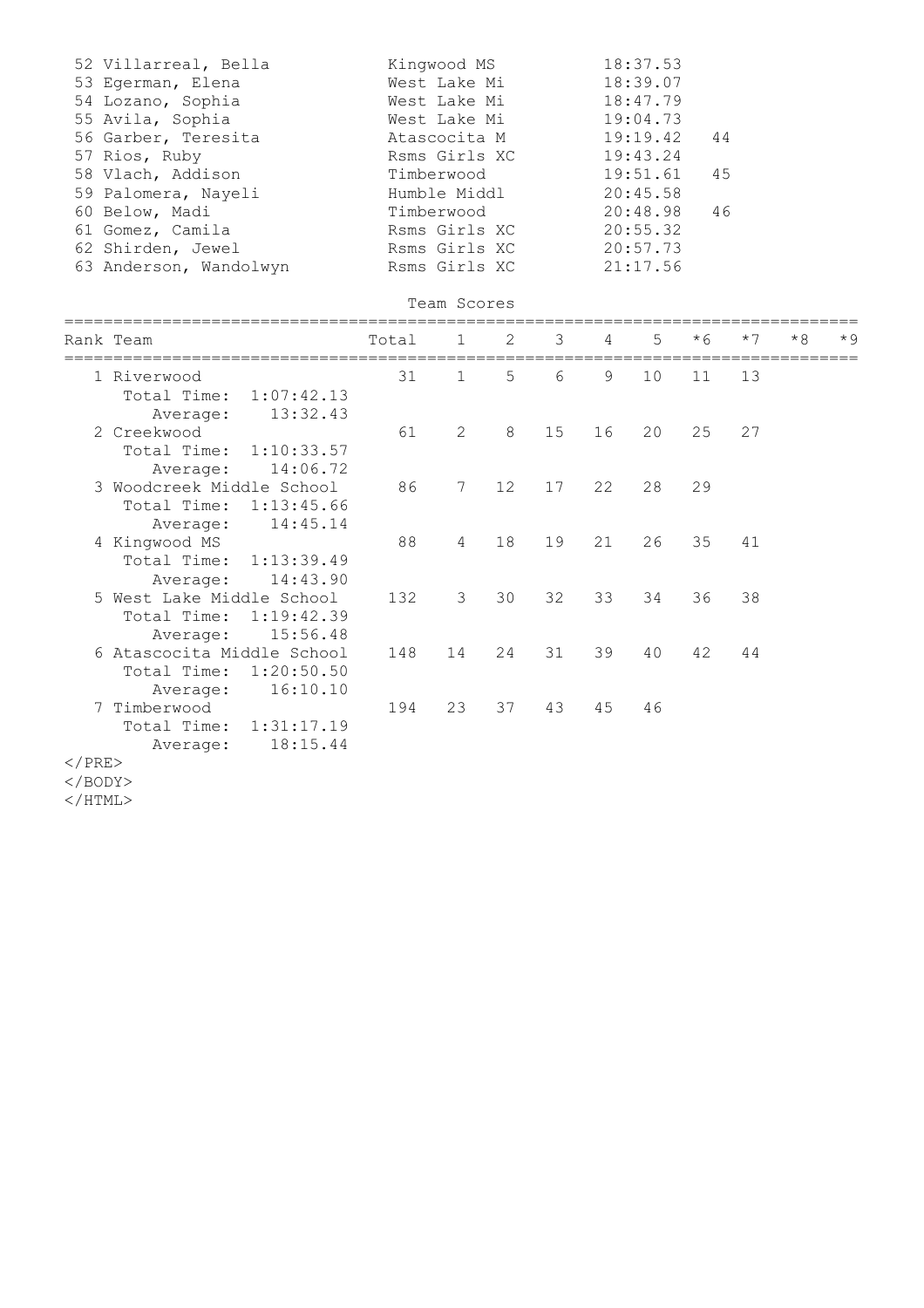| | | | | |
|---|---|---|---|---|
| 52 | Villarreal, Bella | Kingwood MS | 18:37.53 | |
| 53 | Egerman, Elena | West Lake Mi | 18:39.07 | |
| 54 | Lozano, Sophia | West Lake Mi | 18:47.79 | |
| 55 | Avila, Sophia | West Lake Mi | 19:04.73 | |
| 56 | Garber, Teresita | Atascocita M | 19:19.42 | 44 |
| 57 | Rios, Ruby | Rsms Girls XC | 19:43.24 | |
| 58 | Vlach, Addison | Timberwood | 19:51.61 | 45 |
| 59 | Palomera, Nayeli | Humble Middl | 20:45.58 | |
| 60 | Below, Madi | Timberwood | 20:48.98 | 46 |
| 61 | Gomez, Camila | Rsms Girls XC | 20:55.32 | |
| 62 | Shirden, Jewel | Rsms Girls XC | 20:57.73 | |
| 63 | Anderson, Wandolwyn | Rsms Girls XC | 21:17.56 | |

## Team Scores

| Rank | Team | Total | 1 | 2 | 3 | 4 | 5 | *6 | *7 | *8 | *9 |
|---|---|---|---|---|---|---|---|---|---|---|---|
| 1 | Riverwood | 31 | 1 | 5 | 6 | 9 | 10 | 11 | 13 | | |
| | Total Time: 1:07:42.13 | | | | | | | | | | |
| | Average: 13:32.43 | | | | | | | | | | |
| 2 | Creekwood | 61 | 2 | 8 | 15 | 16 | 20 | 25 | 27 | | |
| | Total Time: 1:10:33.57 | | | | | | | | | | |
| | Average: 14:06.72 | | | | | | | | | | |
| 3 | Woodcreek Middle School | 86 | 7 | 12 | 17 | 22 | 28 | 29 | | | |
| | Total Time: 1:13:45.66 | | | | | | | | | | |
| | Average: 14:45.14 | | | | | | | | | | |
| 4 | Kingwood MS | 88 | 4 | 18 | 19 | 21 | 26 | 35 | 41 | | |
| | Total Time: 1:13:39.49 | | | | | | | | | | |
| | Average: 14:43.90 | | | | | | | | | | |
| 5 | West Lake Middle School | 132 | 3 | 30 | 32 | 33 | 34 | 36 | 38 | | |
| | Total Time: 1:19:42.39 | | | | | | | | | | |
| | Average: 15:56.48 | | | | | | | | | | |
| 6 | Atascocita Middle School | 148 | 14 | 24 | 31 | 39 | 40 | 42 | 44 | | |
| | Total Time: 1:20:50.50 | | | | | | | | | | |
| | Average: 16:10.10 | | | | | | | | | | |
| 7 | Timberwood | 194 | 23 | 37 | 43 | 45 | 46 | | | | |
| | Total Time: 1:31:17.19 | | | | | | | | | | |
| | Average: 18:15.44 | | | | | | | | | | |

</PRE>
</BODY>
</HTML>